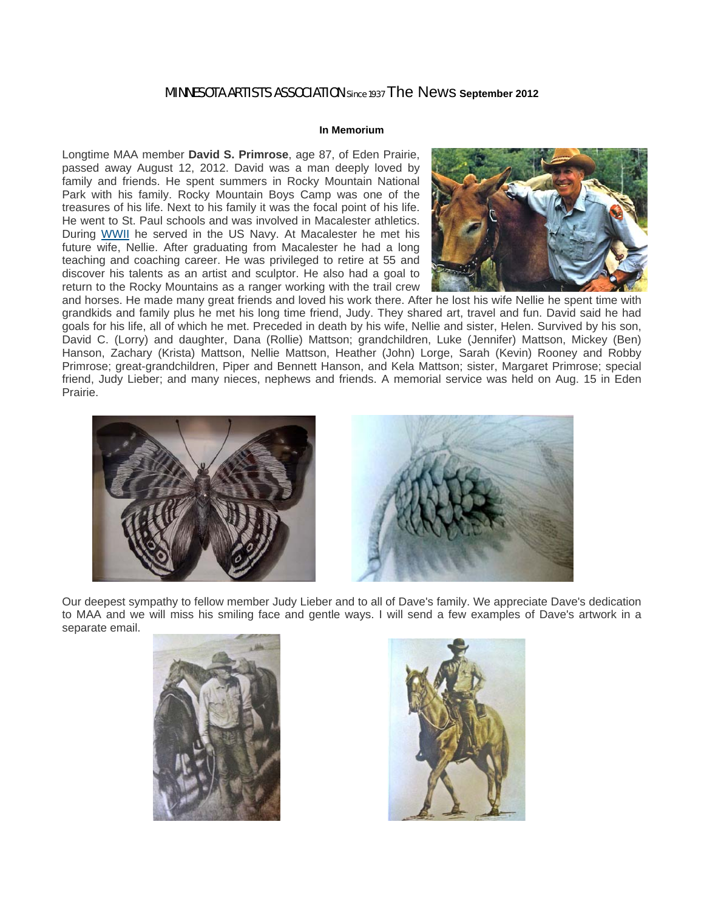MINNESOTA ARTISTS ASSOCIATION Since 1937 The News **September 2012**

### In Memorium

Longtime MAA member **David S. Primrose**, age 87, of Eden Prairie, passed away August 12, 2012. David was a man deeply loved by family and friends. He spent summers in Rocky Mountain National Park with his family. Rocky Mountain Boys Camp was one of the treasures of his life. Next to his family it was the focal point of his life. He went to St. Paul schools and was involved in Macalester athletics. During WWII he served in the US Navy. At Macalester he met his future wife, Nellie. After graduating from Macalester he had a long teaching and coaching career. He was privileged to retire at 55 and discover his talents as an artist and sculptor. He also had a goal to return to the Rocky Mountains as a ranger working with the trail crew and horses. He made many great friends and loved his work there. After he lost his wife Nellie he spent time with grandkids and family plus he met his long time friend, Judy. They shared art, travel and fun. David said he had goals for his life, all of which he met. Preceded in death by his wife, Nellie and sister, Helen. Survived by his son, David C. (Lorry) and daughter, Dana (Rollie) Mattson; grandchildren, Luke (Jennifer) Mattson, Mickey (Ben) Hanson, Zachary (Krista) Mattson, Nellie Mattson, Heather (John) Lorge, Sarah (Kevin) Rooney and Robby Primrose; great-grandchildren, Piper and Bennett Hanson, and Kela Mattson; sister, Margaret Primrose; special friend, Judy Lieber; and many nieces, nephews and friends. A memorial service was held on Aug. 15 in Eden Prairie.

Our deepest sympathy to fellow member Judy Lieber and to all of Dave's family. We appreciate Dave's dedication to MAA and we will miss his smiling face and gentle ways. I will send a few examples of Dave's artwork in a separate email.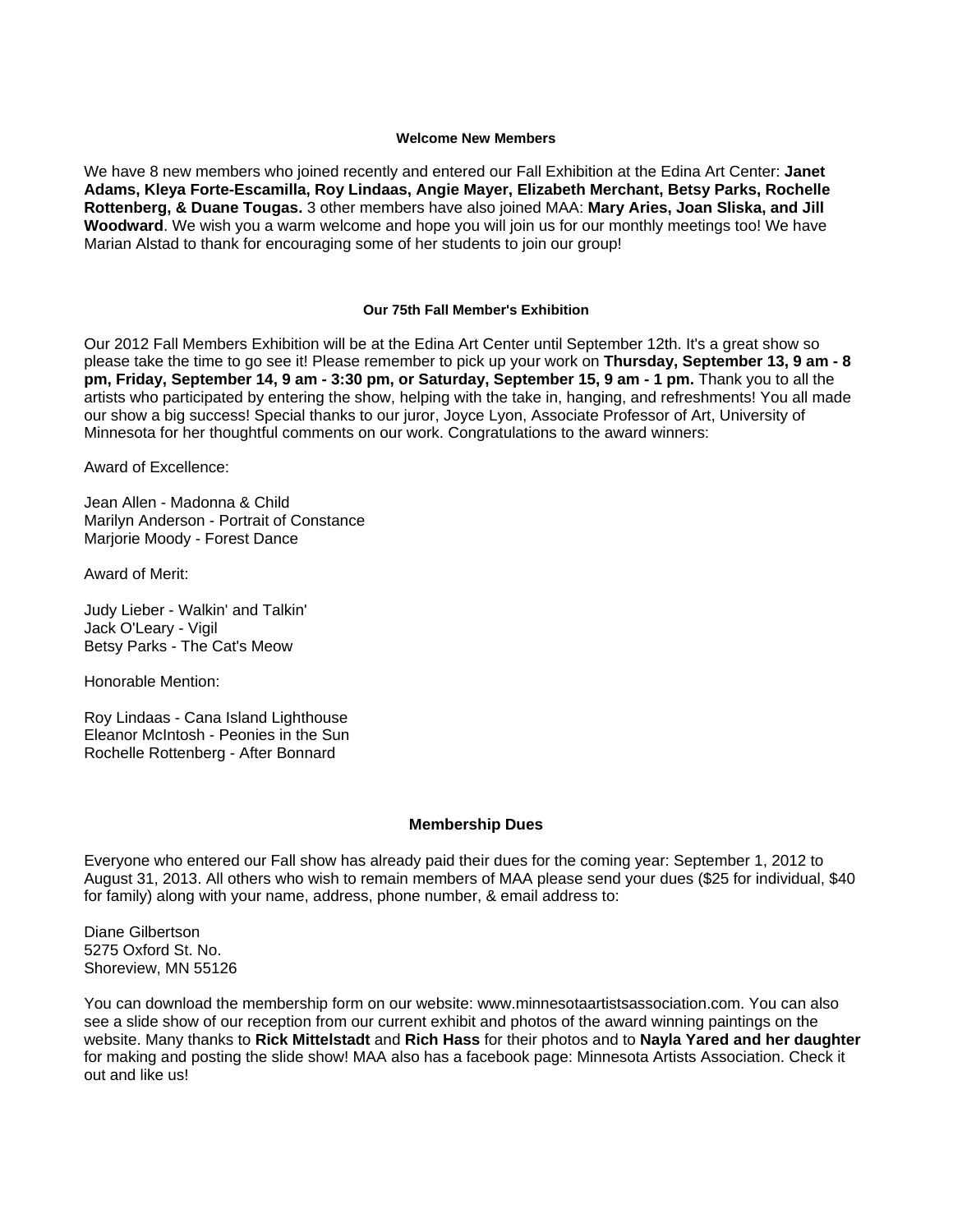## Welcome New Members

We have 8 new members who joined recently and entered our Fall Exhibition at the Edina Art Center: **Janet Adams, Kleya Forte-Escamilla, Roy Lindaas, Angie Mayer, Elizabeth Merchant, Betsy Parks, Rochelle Rottenberg, & Duane Tougas.** 3 other members have also joined MAA: **Mary Aries, Joan Sliska, and Jill Woodward**. We wish you a warm welcome and hope you will join us for our monthly meetings too! We have Marian Alstad to thank for encouraging some of her students to join our group!

## Our 75th Fall Member's Exhibition

Our 2012 Fall Members Exhibition will be at the Edina Art Center until September 12th. It's a great show so please take the time to go see it! Please remember to pick up your work on **Thursday, September 13, 9 am - 8 pm, Friday, September 14, 9 am - 3:30 pm, or Saturday, September 15, 9 am - 1 pm.** Thank you to all the artists who participated by entering the show, helping with the take in, hanging, and refreshments! You all made our show a big success! Special thanks to our juror, Joyce Lyon, Associate Professor of Art, University of Minnesota for her thoughtful comments on our work. Congratulations to the award winners:

Award of Excellence:

Jean Allen - Madonna & Child
Marilyn Anderson - Portrait of Constance
Marjorie Moody - Forest Dance

Award of Merit:

Judy Lieber - Walkin' and Talkin'
Jack O'Leary - Vigil
Betsy Parks - The Cat's Meow

Honorable Mention:

Roy Lindaas - Cana Island Lighthouse
Eleanor McIntosh - Peonies in the Sun
Rochelle Rottenberg - After Bonnard

## Membership Dues

Everyone who entered our Fall show has already paid their dues for the coming year: September 1, 2012 to August 31, 2013. All others who wish to remain members of MAA please send your dues ($25 for individual, $40 for family) along with your name, address, phone number, & email address to:

Diane Gilbertson
5275 Oxford St. No.
Shoreview, MN 55126

You can download the membership form on our website: www.minnesotaartistsassociation.com. You can also see a slide show of our reception from our current exhibit and photos of the award winning paintings on the website. Many thanks to **Rick Mittelstadt** and **Rich Hass** for their photos and to **Nayla Yared and her daughter** for making and posting the slide show! MAA also has a facebook page: Minnesota Artists Association. Check it out and like us!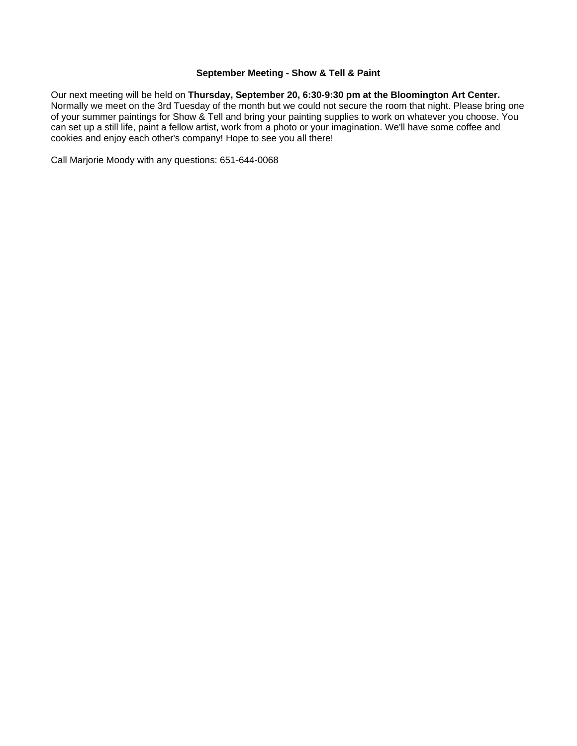## September Meeting - Show & Tell & Paint

Our next meeting will be held on **Thursday, September 20, 6:30-9:30 pm at the Bloomington Art Center.** Normally we meet on the 3rd Tuesday of the month but we could not secure the room that night. Please bring one of your summer paintings for Show & Tell and bring your painting supplies to work on whatever you choose. You can set up a still life, paint a fellow artist, work from a photo or your imagination. We'll have some coffee and cookies and enjoy each other's company! Hope to see you all there!

Call Marjorie Moody with any questions: 651-644-0068